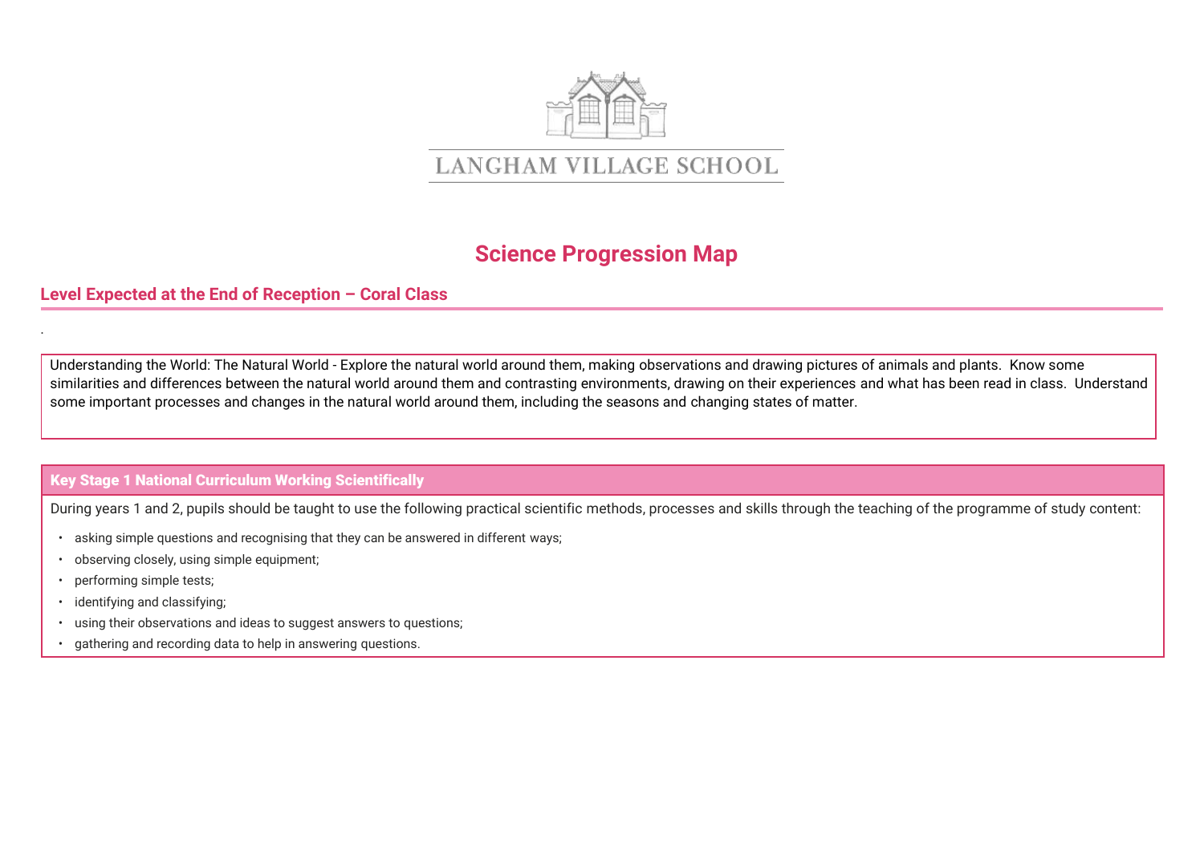LANGHAM VILLAGE SCHOOL

# Science Progression Map

## Level Expected at the End of Reception – Coral Class

.

Understanding the World: The Natural World - Explore the natural world around them, making observations and drawing pictures of animals and plants. Know some similarities and differences between the natural world around them and contrasting environments, drawing on their experiences and what has been read in class. Understand some important processes and changes in the natural world around them, including the seasons and changing states of matter.

### Key Stage 1 National Curriculum Working Scientifically

During years 1 and 2, pupils should be taught to use the following practical scientific methods, processes and skills through the teaching of the programme of study content:

- asking simple questions and recognising that they can be answered in different ways;
- observing closely, using simple equipment;
- performing simple tests;
- identifying and classifying;
- using their observations and ideas to suggest answers to questions;
- gathering and recording data to help in answering questions.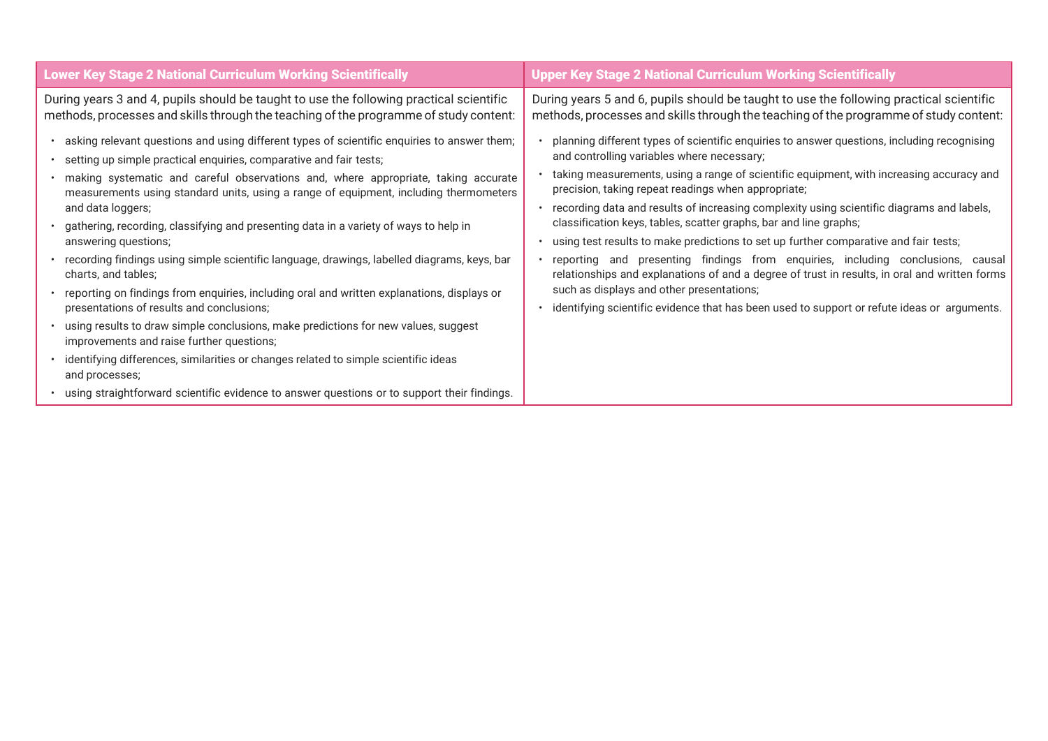| Lower Key Stage 2 National Curriculum Working Scientifically | Upper Key Stage 2 National Curriculum Working Scientifically |
|---|---|
| During years 3 and 4, pupils should be taught to use the following practical scientific methods, processes and skills through the teaching of the programme of study content:<br><br>• asking relevant questions and using different types of scientific enquiries to answer them;<br>• setting up simple practical enquiries, comparative and fair tests;<br>• making systematic and careful observations and, where appropriate, taking accurate measurements using standard units, using a range of equipment, including thermometers and data loggers;<br>• gathering, recording, classifying and presenting data in a variety of ways to help in answering questions;<br>• recording findings using simple scientific language, drawings, labelled diagrams, keys, bar charts, and tables;<br>• reporting on findings from enquiries, including oral and written explanations, displays or presentations of results and conclusions;<br>• using results to draw simple conclusions, make predictions for new values, suggest improvements and raise further questions;<br>• identifying differences, similarities or changes related to simple scientific ideas and processes;<br>• using straightforward scientific evidence to answer questions or to support their findings. | During years 5 and 6, pupils should be taught to use the following practical scientific methods, processes and skills through the teaching of the programme of study content:<br><br>• planning different types of scientific enquiries to answer questions, including recognising and controlling variables where necessary;<br>• taking measurements, using a range of scientific equipment, with increasing accuracy and precision, taking repeat readings when appropriate;<br>• recording data and results of increasing complexity using scientific diagrams and labels, classification keys, tables, scatter graphs, bar and line graphs;<br>• using test results to make predictions to set up further comparative and fair tests;<br>• reporting and presenting findings from enquiries, including conclusions, causal relationships and explanations of and a degree of trust in results, in oral and written forms such as displays and other presentations;<br>• identifying scientific evidence that has been used to support or refute ideas or arguments. |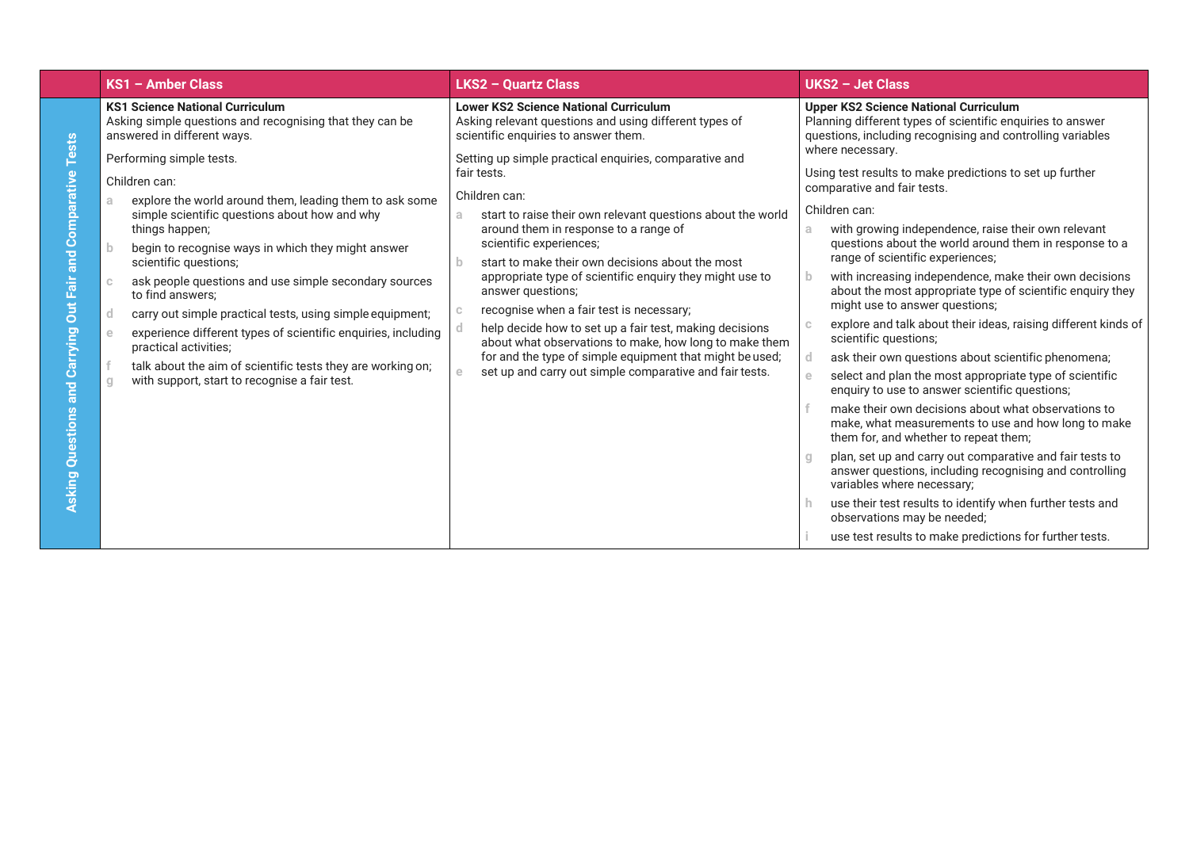| | KS1 – Amber Class | LKS2 – Quartz Class | UKS2 – Jet Class |
|---|---|---|---|
| **Asking Questions and Carrying Out Fair and Comparative Tests** | **KS1 Science National Curriculum**<br>Asking simple questions and recognising that they can be answered in different ways.<br><br>Performing simple tests.<br><br>Children can:<br>a explore the world around them, leading them to ask some simple scientific questions about how and why things happen;<br>b begin to recognise ways in which they might answer scientific questions;<br>c ask people questions and use simple secondary sources to find answers;<br>d carry out simple practical tests, using simple equipment;<br>e experience different types of scientific enquiries, including practical activities;<br>f talk about the aim of scientific tests they are working on;<br>g with support, start to recognise a fair test. | **Lower KS2 Science National Curriculum**<br>Asking relevant questions and using different types of scientific enquiries to answer them.<br><br>Setting up simple practical enquiries, comparative and fair tests.<br><br>Children can:<br>a start to raise their own relevant questions about the world around them in response to a range of scientific experiences;<br>b start to make their own decisions about the most appropriate type of scientific enquiry they might use to answer questions;<br>c recognise when a fair test is necessary;<br>d help decide how to set up a fair test, making decisions about what observations to make, how long to make them for and the type of simple equipment that might be used;<br>e set up and carry out simple comparative and fair tests. | **Upper KS2 Science National Curriculum**<br>Planning different types of scientific enquiries to answer questions, including recognising and controlling variables where necessary.<br><br>Using test results to make predictions to set up further comparative and fair tests.<br><br>Children can:<br>a with growing independence, raise their own relevant questions about the world around them in response to a range of scientific experiences;<br>b with increasing independence, make their own decisions about the most appropriate type of scientific enquiry they might use to answer questions;<br>c explore and talk about their ideas, raising different kinds of scientific questions;<br>d ask their own questions about scientific phenomena;<br>e select and plan the most appropriate type of scientific enquiry to use to answer scientific questions;<br>f make their own decisions about what observations to make, what measurements to use and how long to make them for, and whether to repeat them;<br>g plan, set up and carry out comparative and fair tests to answer questions, including recognising and controlling variables where necessary;<br>h use their test results to identify when further tests and observations may be needed;<br>i use test results to make predictions for further tests. |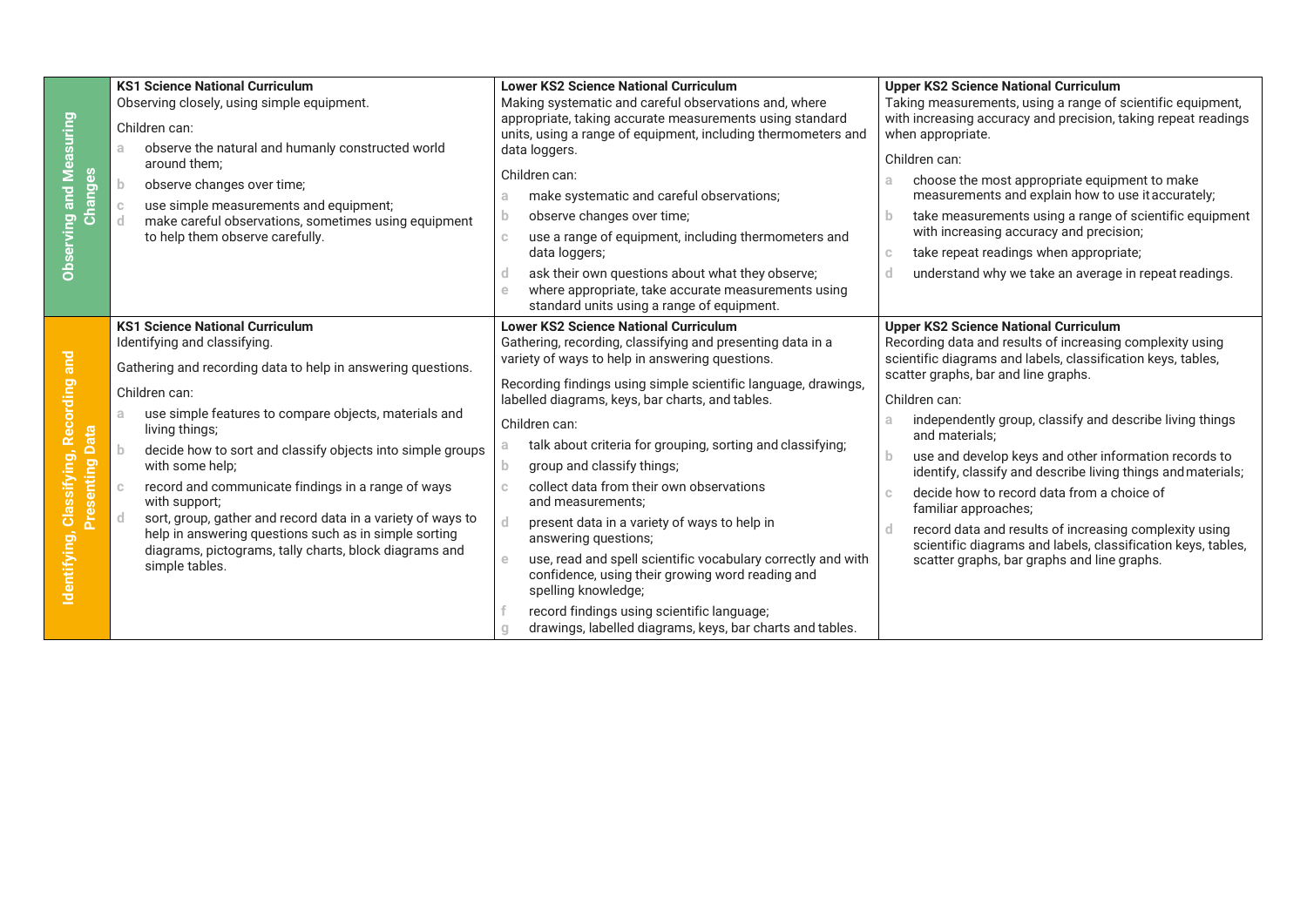| | KS1 Science National Curriculum | Lower KS2 Science National Curriculum | Upper KS2 Science National Curriculum |
|---|---|---|---|
| **Observing and Measuring Changes** | **KS1 Science National Curriculum**<br>Observing closely, using simple equipment.<br><br>Children can:<br>a observe the natural and humanly constructed world around them;<br>b observe changes over time;<br>c use simple measurements and equipment;<br>d make careful observations, sometimes using equipment to help them observe carefully. | **Lower KS2 Science National Curriculum**<br>Making systematic and careful observations and, where appropriate, taking accurate measurements using standard units, using a range of equipment, including thermometers and data loggers.<br><br>Children can:<br>a make systematic and careful observations;<br>b observe changes over time;<br>c use a range of equipment, including thermometers and data loggers;<br>d ask their own questions about what they observe;<br>e where appropriate, take accurate measurements using standard units using a range of equipment. | **Upper KS2 Science National Curriculum**<br>Taking measurements, using a range of scientific equipment, with increasing accuracy and precision, taking repeat readings when appropriate.<br><br>Children can:<br>a choose the most appropriate equipment to make measurements and explain how to use it accurately;<br>b take measurements using a range of scientific equipment with increasing accuracy and precision;<br>c take repeat readings when appropriate;<br>d understand why we take an average in repeat readings. |
| **Identifying, Classifying, Recording and Presenting Data** | **KS1 Science National Curriculum**<br>Identifying and classifying.<br><br>Gathering and recording data to help in answering questions.<br><br>Children can:<br>a use simple features to compare objects, materials and living things;<br>b decide how to sort and classify objects into simple groups with some help;<br>c record and communicate findings in a range of ways with support;<br>d sort, group, gather and record data in a variety of ways to help in answering questions such as in simple sorting diagrams, pictograms, tally charts, block diagrams and simple tables. | **Lower KS2 Science National Curriculum**<br>Gathering, recording, classifying and presenting data in a variety of ways to help in answering questions.<br><br>Recording findings using simple scientific language, drawings, labelled diagrams, keys, bar charts, and tables.<br><br>Children can:<br>a talk about criteria for grouping, sorting and classifying;<br>b group and classify things;<br>c collect data from their own observations and measurements;<br>d present data in a variety of ways to help in answering questions;<br>e use, read and spell scientific vocabulary correctly and with confidence, using their growing word reading and spelling knowledge;<br>f record findings using scientific language;<br>g drawings, labelled diagrams, keys, bar charts and tables. | **Upper KS2 Science National Curriculum**<br>Recording data and results of increasing complexity using scientific diagrams and labels, classification keys, tables, scatter graphs, bar and line graphs.<br><br>Children can:<br>a independently group, classify and describe living things and materials;<br>b use and develop keys and other information records to identify, classify and describe living things and materials;<br>c decide how to record data from a choice of familiar approaches;<br>d record data and results of increasing complexity using scientific diagrams and labels, classification keys, tables, scatter graphs, bar graphs and line graphs. |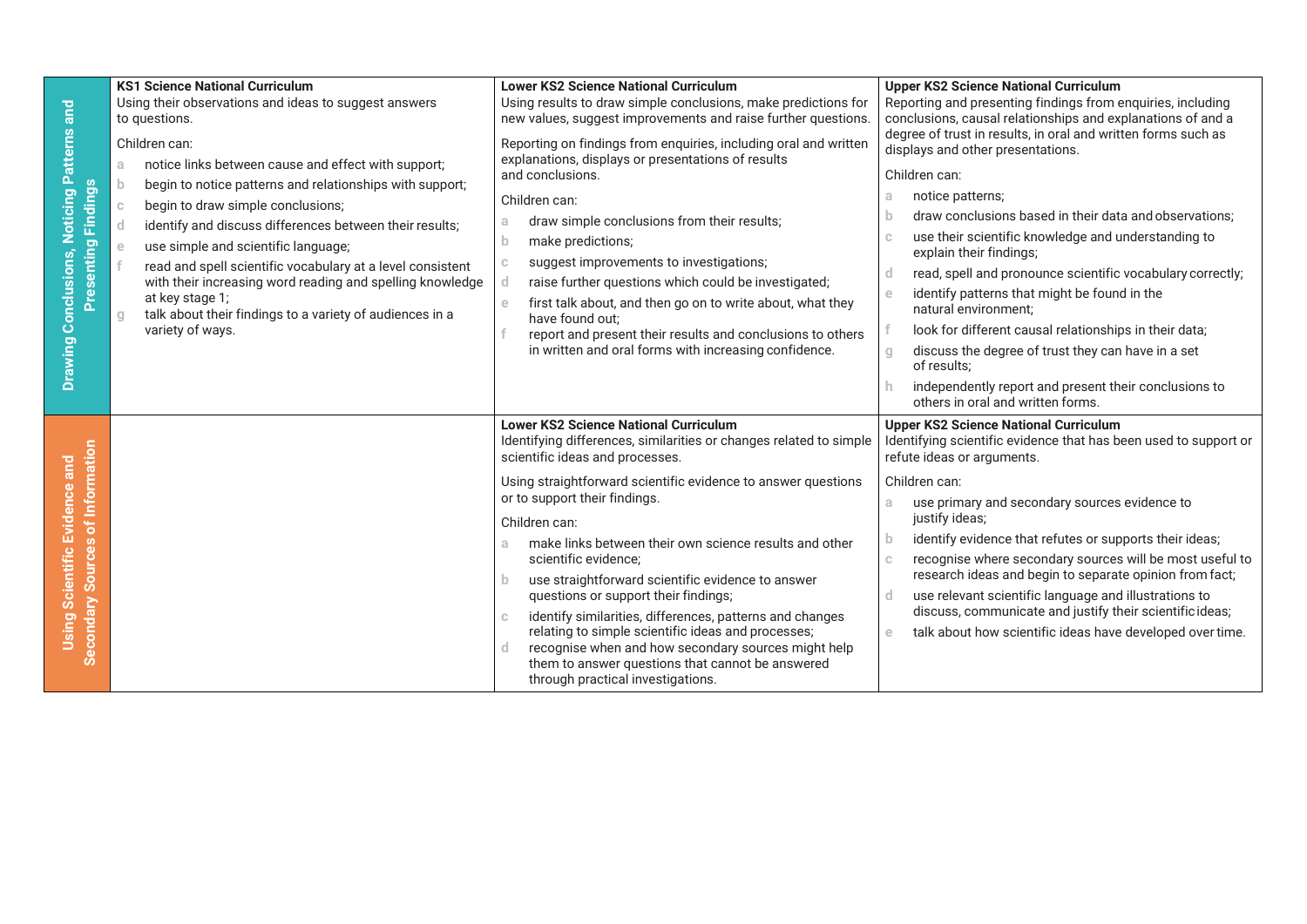| | KS1 Science National Curriculum | Lower KS2 Science National Curriculum | Upper KS2 Science National Curriculum |
|---|---|---|---|
| **Drawing Conclusions, Noticing Patterns and Presenting Findings** | **KS1 Science National Curriculum**<br>Using their observations and ideas to suggest answers to questions.<br><br>Children can:<br>a notice links between cause and effect with support;<br>b begin to notice patterns and relationships with support;<br>c begin to draw simple conclusions;<br>d identify and discuss differences between their results;<br>e use simple and scientific language;<br>f read and spell scientific vocabulary at a level consistent with their increasing word reading and spelling knowledge at key stage 1;<br>g talk about their findings to a variety of audiences in a variety of ways. | **Lower KS2 Science National Curriculum**<br>Using results to draw simple conclusions, make predictions for new values, suggest improvements and raise further questions.<br><br>Reporting on findings from enquiries, including oral and written explanations, displays or presentations of results and conclusions.<br><br>Children can:<br>a draw simple conclusions from their results;<br>b make predictions;<br>c suggest improvements to investigations;<br>d raise further questions which could be investigated;<br>e first talk about, and then go on to write about, what they have found out;<br>f report and present their results and conclusions to others in written and oral forms with increasing confidence. | **Upper KS2 Science National Curriculum**<br>Reporting and presenting findings from enquiries, including conclusions, causal relationships and explanations of and a degree of trust in results, in oral and written forms such as displays and other presentations.<br><br>Children can:<br>a notice patterns;<br>b draw conclusions based in their data and observations;<br>c use their scientific knowledge and understanding to explain their findings;<br>d read, spell and pronounce scientific vocabulary correctly;<br>e identify patterns that might be found in the natural environment;<br>f look for different causal relationships in their data;<br>g discuss the degree of trust they can have in a set of results;<br>h independently report and present their conclusions to others in oral and written forms. |
| **Using Scientific Evidence and Secondary Sources of Information** | | **Lower KS2 Science National Curriculum**<br>Identifying differences, similarities or changes related to simple scientific ideas and processes.<br><br>Using straightforward scientific evidence to answer questions or to support their findings.<br><br>Children can:<br>a make links between their own science results and other scientific evidence;<br>b use straightforward scientific evidence to answer questions or support their findings;<br>c identify similarities, differences, patterns and changes relating to simple scientific ideas and processes;<br>d recognise when and how secondary sources might help them to answer questions that cannot be answered through practical investigations. | **Upper KS2 Science National Curriculum**<br>Identifying scientific evidence that has been used to support or refute ideas or arguments.<br><br>Children can:<br>a use primary and secondary sources evidence to justify ideas;<br>b identify evidence that refutes or supports their ideas;<br>c recognise where secondary sources will be most useful to research ideas and begin to separate opinion from fact;<br>d use relevant scientific language and illustrations to discuss, communicate and justify their scientific ideas;<br>e talk about how scientific ideas have developed over time. |